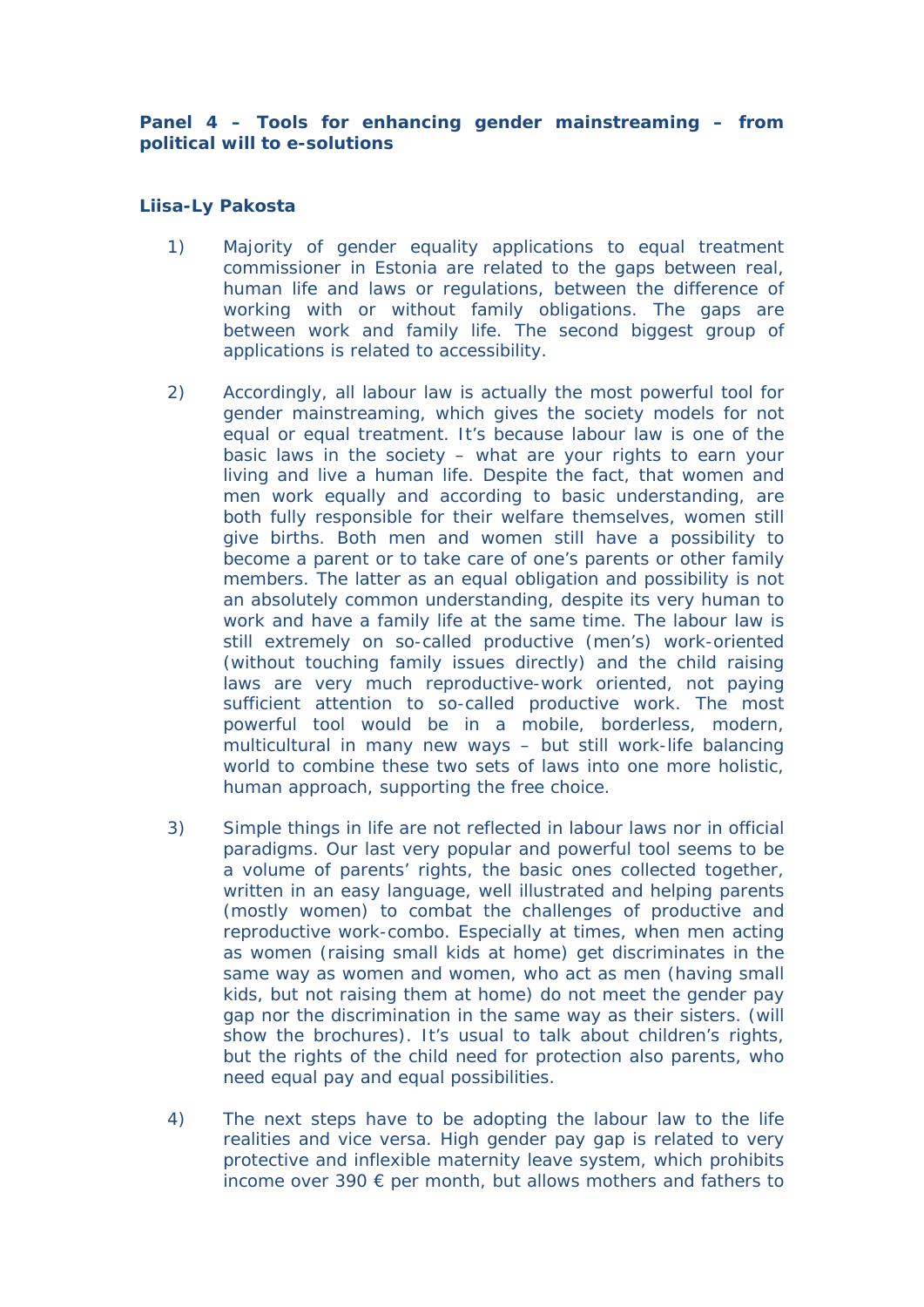**Panel 4 – Tools for enhancing gender mainstreaming – from political will to e-solutions**

**Liisa-Ly Pakosta**

1) Majority of gender equality applications to equal treatment commissioner in Estonia are related to the gaps between real, human life and laws or regulations, between the difference of working with or without family obligations. The gaps are between work and family life. The second biggest group of applications is related to accessibility.

2) Accordingly, all labour law is actually the most powerful tool for gender mainstreaming, which gives the society models for not equal or equal treatment. It's because labour law is one of the basic laws in the society – what are your rights to earn your living and live a human life. Despite the fact, that women and men work equally and according to basic understanding, are both fully responsible for their welfare themselves, women still give births. Both men and women still have a possibility to become a parent or to take care of one's parents or other family members. The latter as an equal obligation and possibility is not an absolutely common understanding, despite its very human to work and have a family life at the same time. The labour law is still extremely on so-called productive (men's) work-oriented (without touching family issues directly) and the child raising laws are very much reproductive-work oriented, not paying sufficient attention to so-called productive work. The most powerful tool would be in a mobile, borderless, modern, multicultural in many new ways – but still work-life balancing world to combine these two sets of laws into one more holistic, human approach, supporting the free choice.

3) Simple things in life are not reflected in labour laws nor in official paradigms. Our last very popular and powerful tool seems to be a volume of parents' rights, the basic ones collected together, written in an easy language, well illustrated and helping parents (mostly women) to combat the challenges of productive and reproductive work-combo. Especially at times, when men acting as women (raising small kids at home) get discriminates in the same way as women and women, who act as men (having small kids, but not raising them at home) do not meet the gender pay gap nor the discrimination in the same way as their sisters. (will show the brochures). It's usual to talk about children's rights, but the rights of the child need for protection also parents, who need equal pay and equal possibilities.

4) The next steps have to be adopting the labour law to the life realities and vice versa. High gender pay gap is related to very protective and inflexible maternity leave system, which prohibits income over 390 € per month, but allows mothers and fathers to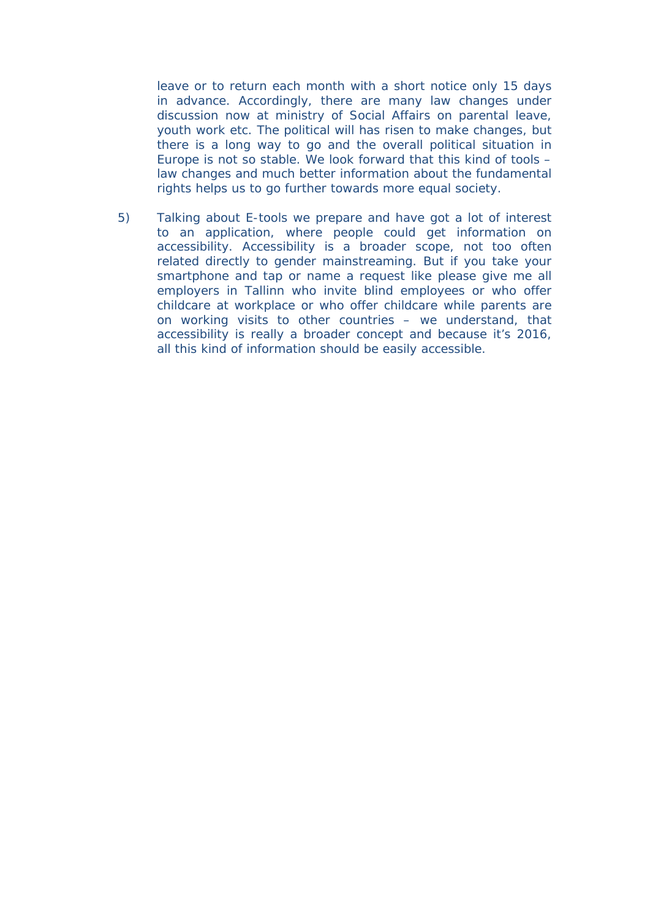leave or to return each month with a short notice only 15 days in advance. Accordingly, there are many law changes under discussion now at ministry of Social Affairs on parental leave, youth work etc. The political will has risen to make changes, but there is a long way to go and the overall political situation in Europe is not so stable. We look forward that this kind of tools – law changes and much better information about the fundamental rights helps us to go further towards more equal society.

5) Talking about E-tools we prepare and have got a lot of interest to an application, where people could get information on accessibility. Accessibility is a broader scope, not too often related directly to gender mainstreaming. But if you take your smartphone and tap or name a request like please give me all employers in Tallinn who invite blind employees or who offer childcare at workplace or who offer childcare while parents are on working visits to other countries – we understand, that accessibility is really a broader concept and because it's 2016, all this kind of information should be easily accessible.